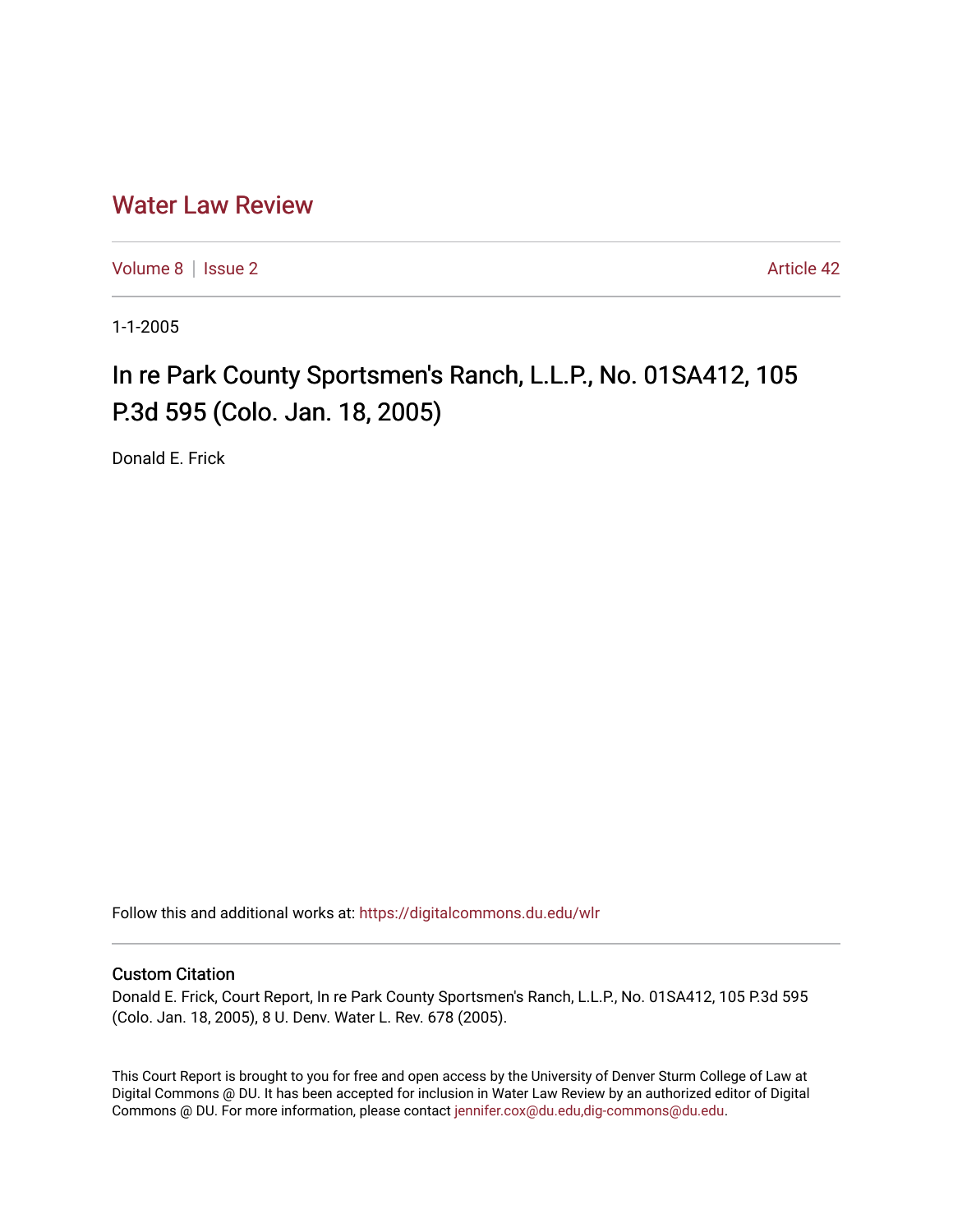# Water Law Review

Volume 8 | Issue 2 Article 42

1-1-2005

## In re Park County Sportsmen's Ranch, L.L.P., No. 01SA412, 105 P.3d 595 (Colo. Jan. 18, 2005)

Donald E. Frick

Follow this and additional works at: https://digitalcommons.du.edu/wlr

### Custom Citation

Donald E. Frick, Court Report, In re Park County Sportsmen's Ranch, L.L.P., No. 01SA412, 105 P.3d 595 (Colo. Jan. 18, 2005), 8 U. Denv. Water L. Rev. 678 (2005).

This Court Report is brought to you for free and open access by the University of Denver Sturm College of Law at Digital Commons @ DU. It has been accepted for inclusion in Water Law Review by an authorized editor of Digital Commons @ DU. For more information, please contact jennifer.cox@du.edu,dig-commons@du.edu.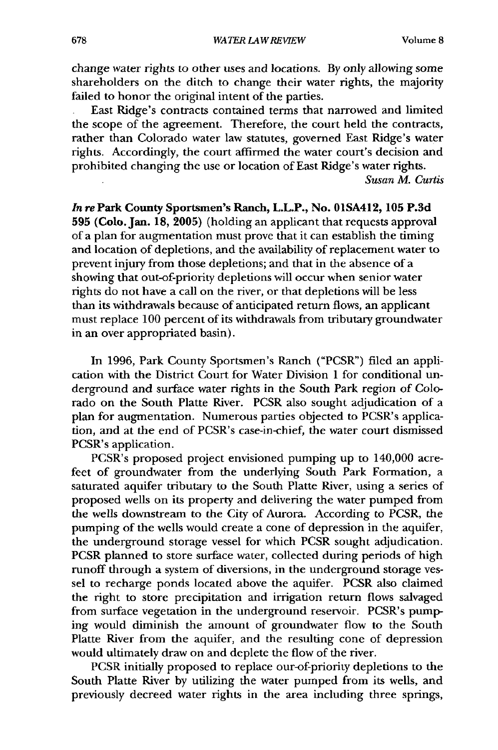change water rights to other uses and locations. By only allowing some shareholders on the ditch to change their water rights, the majority failed to honor the original intent of the parties.

East Ridge's contracts contained terms that narrowed and limited the scope of the agreement. Therefore, the court held the contracts, rather than Colorado water law statutes, governed East Ridge's water rights. Accordingly, the court affirmed the water court's decision and prohibited changing the use or location of East Ridge's water rights.

*Susan M. Curtis*

***In re* Park County Sportsmen's Ranch, L.L.P., No. 01SA412, 105 P.3d 595 (Colo. Jan. 18, 2005)** (holding an applicant that requests approval of a plan for augmentation must prove that it can establish the timing and location of depletions, and the availability of replacement water to prevent injury from those depletions; and that in the absence of a showing that out-of-priority depletions will occur when senior water rights do not have a call on the river, or that depletions will be less than its withdrawals because of anticipated return flows, an applicant must replace 100 percent of its withdrawals from tributary groundwater in an over appropriated basin).

In 1996, Park County Sportsmen's Ranch ("PCSR") filed an application with the District Court for Water Division 1 for conditional underground and surface water rights in the South Park region of Colorado on the South Platte River. PCSR also sought adjudication of a plan for augmentation. Numerous parties objected to PCSR's application, and at the end of PCSR's case-in-chief, the water court dismissed PCSR's application.

PCSR's proposed project envisioned pumping up to 140,000 acre-feet of groundwater from the underlying South Park Formation, a saturated aquifer tributary to the South Platte River, using a series of proposed wells on its property and delivering the water pumped from the wells downstream to the City of Aurora. According to PCSR, the pumping of the wells would create a cone of depression in the aquifer, the underground storage vessel for which PCSR sought adjudication. PCSR planned to store surface water, collected during periods of high runoff through a system of diversions, in the underground storage vessel to recharge ponds located above the aquifer. PCSR also claimed the right to store precipitation and irrigation return flows salvaged from surface vegetation in the underground reservoir. PCSR's pumping would diminish the amount of groundwater flow to the South Platte River from the aquifer, and the resulting cone of depression would ultimately draw on and deplete the flow of the river.

PCSR initially proposed to replace our-of-priority depletions to the South Platte River by utilizing the water pumped from its wells, and previously decreed water rights in the area including three springs,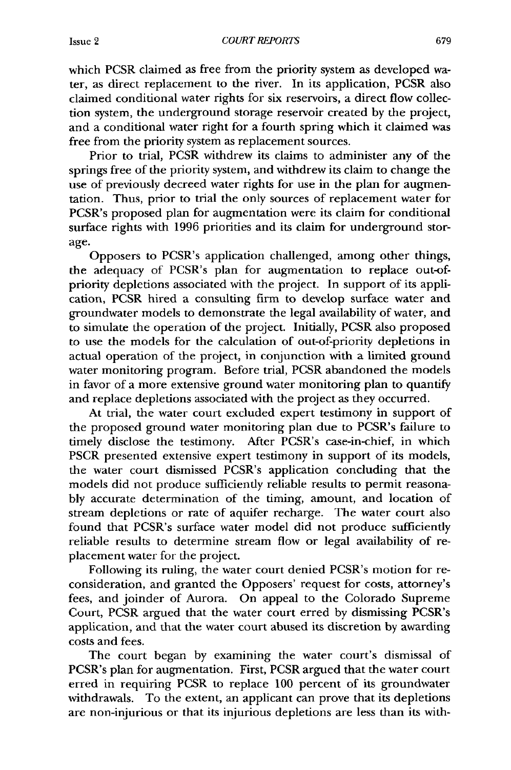which PCSR claimed as free from the priority system as developed water, as direct replacement to the river. In its application, PCSR also claimed conditional water rights for six reservoirs, a direct flow collection system, the underground storage reservoir created by the project, and a conditional water right for a fourth spring which it claimed was free from the priority system as replacement sources.

Prior to trial, PCSR withdrew its claims to administer any of the springs free of the priority system, and withdrew its claim to change the use of previously decreed water rights for use in the plan for augmentation. Thus, prior to trial the only sources of replacement water for PCSR's proposed plan for augmentation were its claim for conditional surface rights with 1996 priorities and its claim for underground storage.

Opposers to PCSR's application challenged, among other things, the adequacy of PCSR's plan for augmentation to replace out-of-priority depletions associated with the project. In support of its application, PCSR hired a consulting firm to develop surface water and groundwater models to demonstrate the legal availability of water, and to simulate the operation of the project. Initially, PCSR also proposed to use the models for the calculation of out-of-priority depletions in actual operation of the project, in conjunction with a limited ground water monitoring program. Before trial, PCSR abandoned the models in favor of a more extensive ground water monitoring plan to quantify and replace depletions associated with the project as they occurred.

At trial, the water court excluded expert testimony in support of the proposed ground water monitoring plan due to PCSR's failure to timely disclose the testimony. After PCSR's case-in-chief, in which PSCR presented extensive expert testimony in support of its models, the water court dismissed PCSR's application concluding that the models did not produce sufficiently reliable results to permit reasonably accurate determination of the timing, amount, and location of stream depletions or rate of aquifer recharge. The water court also found that PCSR's surface water model did not produce sufficiently reliable results to determine stream flow or legal availability of replacement water for the project.

Following its ruling, the water court denied PCSR's motion for reconsideration, and granted the Opposers' request for costs, attorney's fees, and joinder of Aurora. On appeal to the Colorado Supreme Court, PCSR argued that the water court erred by dismissing PCSR's application, and that the water court abused its discretion by awarding costs and fees.

The court began by examining the water court's dismissal of PCSR's plan for augmentation. First, PCSR argued that the water court erred in requiring PCSR to replace 100 percent of its groundwater withdrawals. To the extent, an applicant can prove that its depletions are non-injurious or that its injurious depletions are less than its with-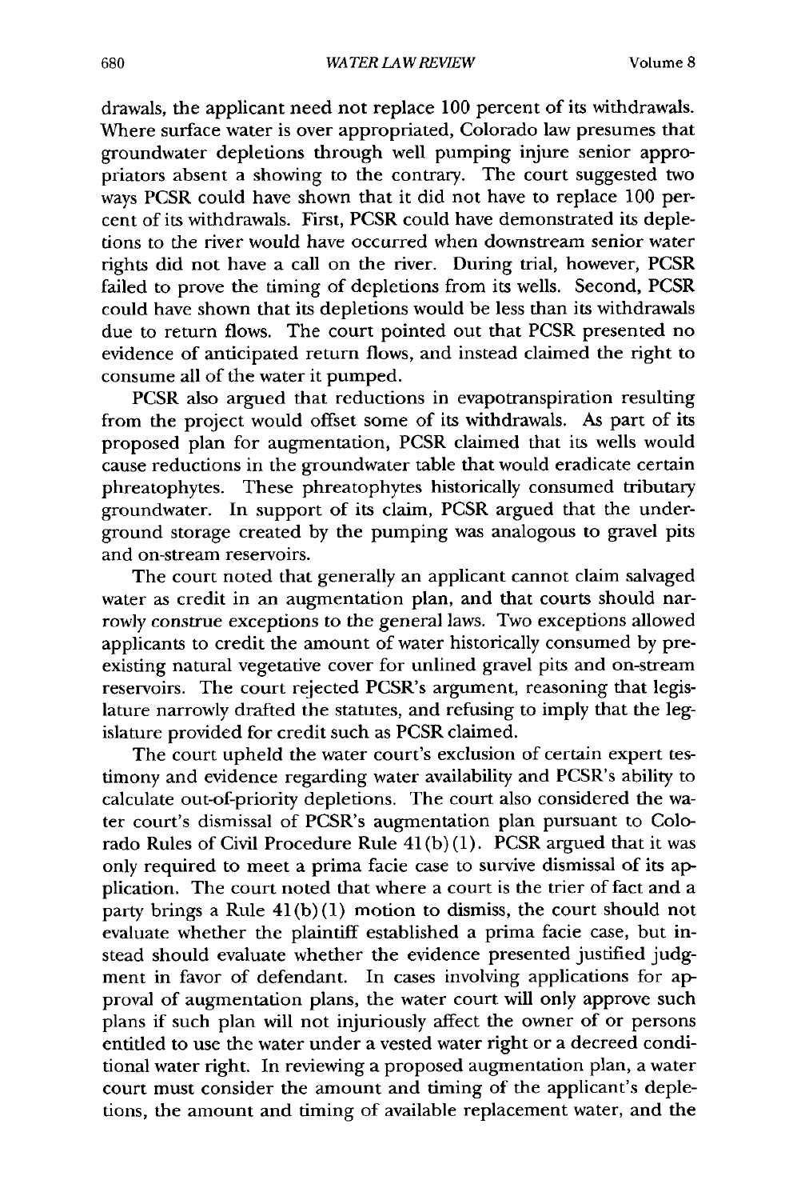drawals, the applicant need not replace 100 percent of its withdrawals. Where surface water is over appropriated, Colorado law presumes that groundwater depletions through well pumping injure senior appropriators absent a showing to the contrary. The court suggested two ways PCSR could have shown that it did not have to replace 100 percent of its withdrawals. First, PCSR could have demonstrated its depletions to the river would have occurred when downstream senior water rights did not have a call on the river. During trial, however, PCSR failed to prove the timing of depletions from its wells. Second, PCSR could have shown that its depletions would be less than its withdrawals due to return flows. The court pointed out that PCSR presented no evidence of anticipated return flows, and instead claimed the right to consume all of the water it pumped.

PCSR also argued that reductions in evapotranspiration resulting from the project would offset some of its withdrawals. As part of its proposed plan for augmentation, PCSR claimed that its wells would cause reductions in the groundwater table that would eradicate certain phreatophytes. These phreatophytes historically consumed tributary groundwater. In support of its claim, PCSR argued that the underground storage created by the pumping was analogous to gravel pits and on-stream reservoirs.

The court noted that generally an applicant cannot claim salvaged water as credit in an augmentation plan, and that courts should narrowly construe exceptions to the general laws. Two exceptions allowed applicants to credit the amount of water historically consumed by preexisting natural vegetative cover for unlined gravel pits and on-stream reservoirs. The court rejected PCSR's argument, reasoning that legislature narrowly drafted the statutes, and refusing to imply that the legislature provided for credit such as PCSR claimed.

The court upheld the water court's exclusion of certain expert testimony and evidence regarding water availability and PCSR's ability to calculate out-of-priority depletions. The court also considered the water court's dismissal of PCSR's augmentation plan pursuant to Colorado Rules of Civil Procedure Rule 41(b)(1). PCSR argued that it was only required to meet a prima facie case to survive dismissal of its application. The court noted that where a court is the trier of fact and a party brings a Rule 41(b)(1) motion to dismiss, the court should not evaluate whether the plaintiff established a prima facie case, but instead should evaluate whether the evidence presented justified judgment in favor of defendant. In cases involving applications for approval of augmentation plans, the water court will only approve such plans if such plan will not injuriously affect the owner of or persons entitled to use the water under a vested water right or a decreed conditional water right. In reviewing a proposed augmentation plan, a water court must consider the amount and timing of the applicant's depletions, the amount and timing of available replacement water, and the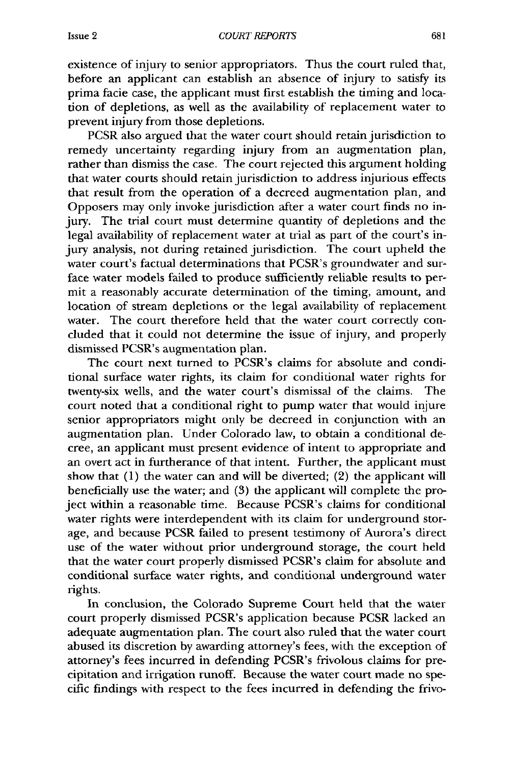existence of injury to senior appropriators. Thus the court ruled that, before an applicant can establish an absence of injury to satisfy its prima facie case, the applicant must first establish the timing and location of depletions, as well as the availability of replacement water to prevent injury from those depletions.

PCSR also argued that the water court should retain jurisdiction to remedy uncertainty regarding injury from an augmentation plan, rather than dismiss the case. The court rejected this argument holding that water courts should retain jurisdiction to address injurious effects that result from the operation of a decreed augmentation plan, and Opposers may only invoke jurisdiction after a water court finds no injury. The trial court must determine quantity of depletions and the legal availability of replacement water at trial as part of the court's injury analysis, not during retained jurisdiction. The court upheld the water court's factual determinations that PCSR's groundwater and surface water models failed to produce sufficiently reliable results to permit a reasonably accurate determination of the timing, amount, and location of stream depletions or the legal availability of replacement water. The court therefore held that the water court correctly concluded that it could not determine the issue of injury, and properly dismissed PCSR's augmentation plan.

The court next turned to PCSR's claims for absolute and conditional surface water rights, its claim for conditional water rights for twenty-six wells, and the water court's dismissal of the claims. The court noted that a conditional right to pump water that would injure senior appropriators might only be decreed in conjunction with an augmentation plan. Under Colorado law, to obtain a conditional decree, an applicant must present evidence of intent to appropriate and an overt act in furtherance of that intent. Further, the applicant must show that (1) the water can and will be diverted; (2) the applicant will beneficially use the water; and (3) the applicant will complete the project within a reasonable time. Because PCSR's claims for conditional water rights were interdependent with its claim for underground storage, and because PCSR failed to present testimony of Aurora's direct use of the water without prior underground storage, the court held that the water court properly dismissed PCSR's claim for absolute and conditional surface water rights, and conditional underground water rights.

In conclusion, the Colorado Supreme Court held that the water court properly dismissed PCSR's application because PCSR lacked an adequate augmentation plan. The court also ruled that the water court abused its discretion by awarding attorney's fees, with the exception of attorney's fees incurred in defending PCSR's frivolous claims for precipitation and irrigation runoff. Because the water court made no specific findings with respect to the fees incurred in defending the frivo-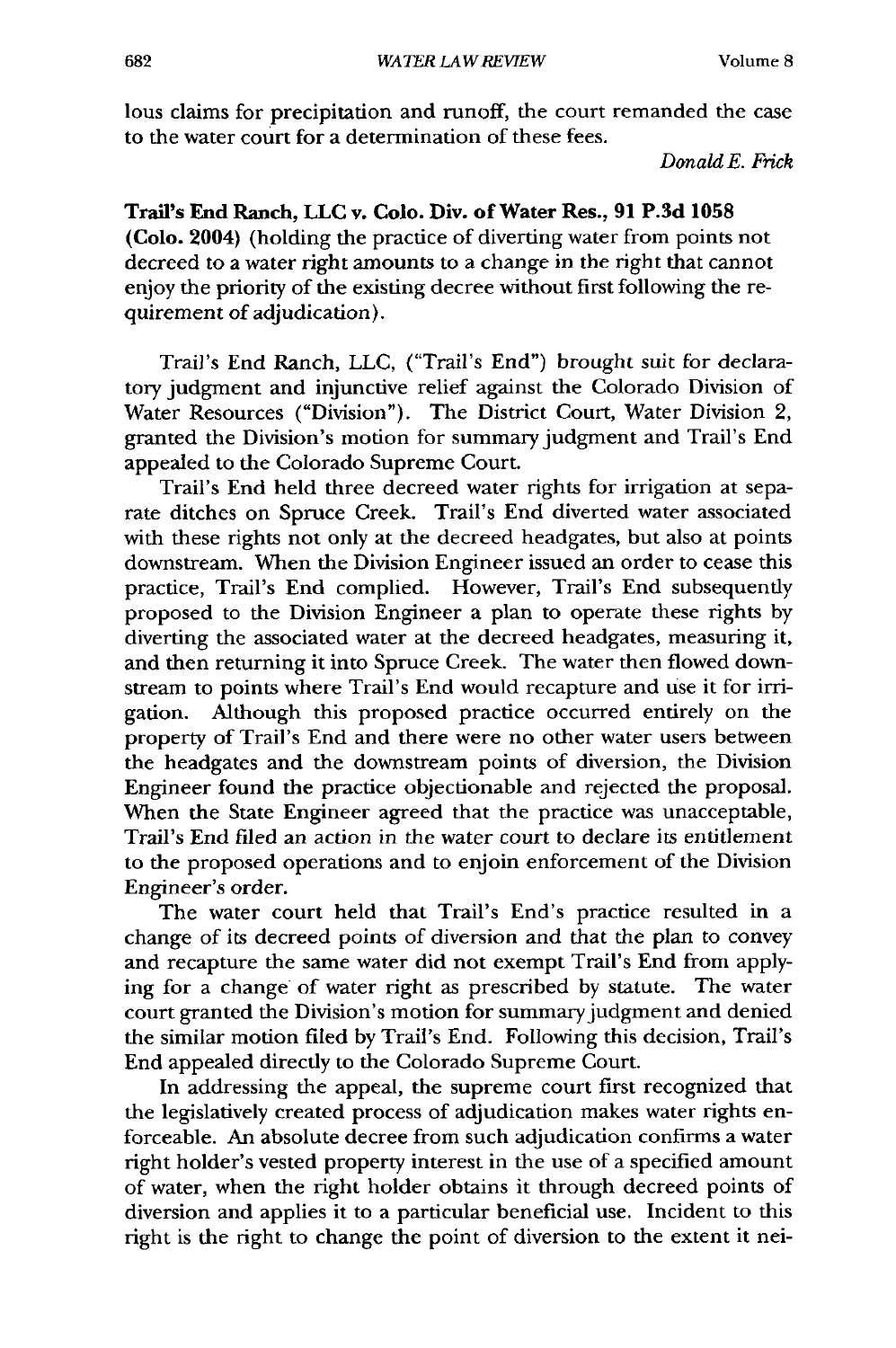lous claims for precipitation and runoff, the court remanded the case to the water court for a determination of these fees.

*Donald E. Frick*

**Trail's End Ranch, LLC v. Colo. Div. of Water Res., 91 P.3d 1058 (Colo. 2004)** (holding the practice of diverting water from points not decreed to a water right amounts to a change in the right that cannot enjoy the priority of the existing decree without first following the requirement of adjudication).

Trail's End Ranch, LLC, ("Trail's End") brought suit for declaratory judgment and injunctive relief against the Colorado Division of Water Resources ("Division"). The District Court, Water Division 2, granted the Division's motion for summary judgment and Trail's End appealed to the Colorado Supreme Court.

Trail's End held three decreed water rights for irrigation at separate ditches on Spruce Creek. Trail's End diverted water associated with these rights not only at the decreed headgates, but also at points downstream. When the Division Engineer issued an order to cease this practice, Trail's End complied. However, Trail's End subsequently proposed to the Division Engineer a plan to operate these rights by diverting the associated water at the decreed headgates, measuring it, and then returning it into Spruce Creek. The water then flowed downstream to points where Trail's End would recapture and use it for irrigation. Although this proposed practice occurred entirely on the property of Trail's End and there were no other water users between the headgates and the downstream points of diversion, the Division Engineer found the practice objectionable and rejected the proposal. When the State Engineer agreed that the practice was unacceptable, Trail's End filed an action in the water court to declare its entitlement to the proposed operations and to enjoin enforcement of the Division Engineer's order.

The water court held that Trail's End's practice resulted in a change of its decreed points of diversion and that the plan to convey and recapture the same water did not exempt Trail's End from applying for a change of water right as prescribed by statute. The water court granted the Division's motion for summary judgment and denied the similar motion filed by Trail's End. Following this decision, Trail's End appealed directly to the Colorado Supreme Court.

In addressing the appeal, the supreme court first recognized that the legislatively created process of adjudication makes water rights enforceable. An absolute decree from such adjudication confirms a water right holder's vested property interest in the use of a specified amount of water, when the right holder obtains it through decreed points of diversion and applies it to a particular beneficial use. Incident to this right is the right to change the point of diversion to the extent it nei-